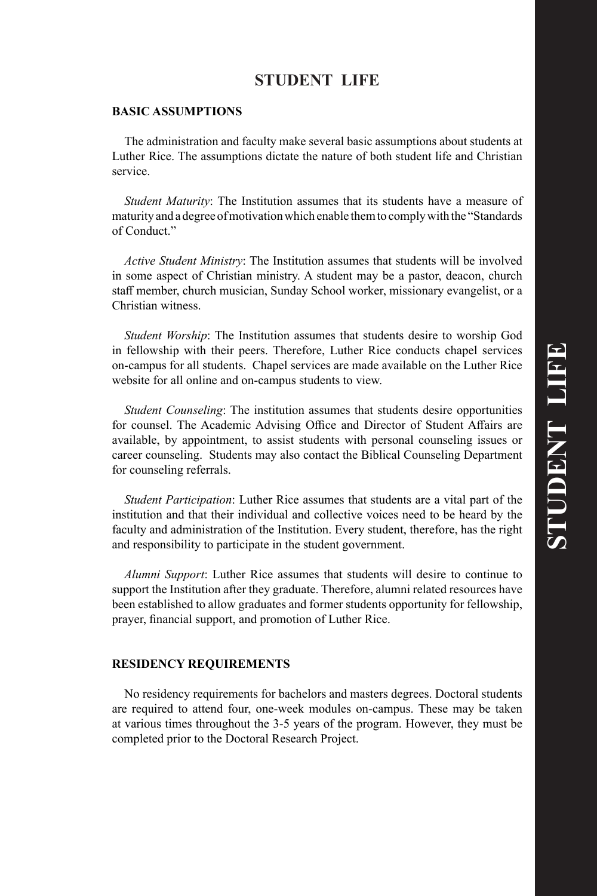# STUDENT LIFE

## BASIC ASSUMPTIONS

The administration and faculty make several basic assumptions about students at Luther Rice. The assumptions dictate the nature of both student life and Christian service.

*Student Maturity*: The Institution assumes that its students have a measure of maturity and a degree of motivation which enable them to comply with the "Standards of Conduct."

*Active Student Ministry*: The Institution assumes that students will be involved in some aspect of Christian ministry. A student may be a pastor, deacon, church staff member, church musician, Sunday School worker, missionary evangelist, or a Christian witness.

*Student Worship*: The Institution assumes that students desire to worship God in fellowship with their peers. Therefore, Luther Rice conducts chapel services on-campus for all students. Chapel services are made available on the Luther Rice website for all online and on-campus students to view.

*Student Counseling*: The institution assumes that students desire opportunities for counsel. The Academic Advising Office and Director of Student Affairs are available, by appointment, to assist students with personal counseling issues or career counseling. Students may also contact the Biblical Counseling Department for counseling referrals.

*Student Participation*: Luther Rice assumes that students are a vital part of the institution and that their individual and collective voices need to be heard by the faculty and administration of the Institution. Every student, therefore, has the right and responsibility to participate in the student government.

*Alumni Support*: Luther Rice assumes that students will desire to continue to support the Institution after they graduate. Therefore, alumni related resources have been established to allow graduates and former students opportunity for fellowship, prayer, financial support, and promotion of Luther Rice.

## RESIDENCY REQUIREMENTS

No residency requirements for bachelors and masters degrees. Doctoral students are required to attend four, one-week modules on-campus. These may be taken at various times throughout the 3-5 years of the program. However, they must be completed prior to the Doctoral Research Project.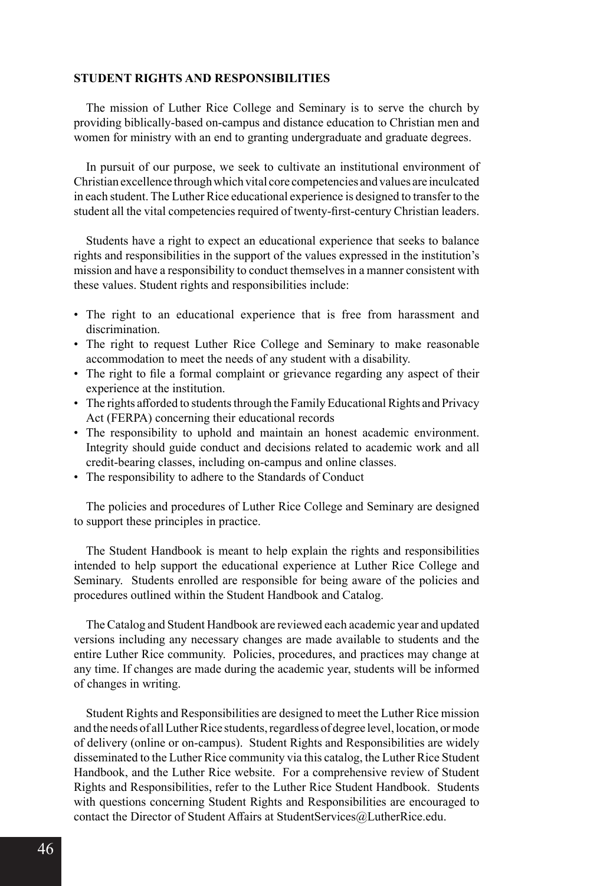## STUDENT RIGHTS AND RESPONSIBILITIES

The mission of Luther Rice College and Seminary is to serve the church by providing biblically-based on-campus and distance education to Christian men and women for ministry with an end to granting undergraduate and graduate degrees.

In pursuit of our purpose, we seek to cultivate an institutional environment of Christian excellence through which vital core competencies and values are inculcated in each student. The Luther Rice educational experience is designed to transfer to the student all the vital competencies required of twenty-first-century Christian leaders.

Students have a right to expect an educational experience that seeks to balance rights and responsibilities in the support of the values expressed in the institution's mission and have a responsibility to conduct themselves in a manner consistent with these values. Student rights and responsibilities include:

- The right to an educational experience that is free from harassment and discrimination.
- The right to request Luther Rice College and Seminary to make reasonable accommodation to meet the needs of any student with a disability.
- The right to file a formal complaint or grievance regarding any aspect of their experience at the institution.
- The rights afforded to students through the Family Educational Rights and Privacy Act (FERPA) concerning their educational records
- The responsibility to uphold and maintain an honest academic environment. Integrity should guide conduct and decisions related to academic work and all credit-bearing classes, including on-campus and online classes.
- The responsibility to adhere to the Standards of Conduct

The policies and procedures of Luther Rice College and Seminary are designed to support these principles in practice.

The Student Handbook is meant to help explain the rights and responsibilities intended to help support the educational experience at Luther Rice College and Seminary. Students enrolled are responsible for being aware of the policies and procedures outlined within the Student Handbook and Catalog.

The Catalog and Student Handbook are reviewed each academic year and updated versions including any necessary changes are made available to students and the entire Luther Rice community. Policies, procedures, and practices may change at any time. If changes are made during the academic year, students will be informed of changes in writing.

Student Rights and Responsibilities are designed to meet the Luther Rice mission and the needs of all Luther Rice students, regardless of degree level, location, or mode of delivery (online or on-campus). Student Rights and Responsibilities are widely disseminated to the Luther Rice community via this catalog, the Luther Rice Student Handbook, and the Luther Rice website. For a comprehensive review of Student Rights and Responsibilities, refer to the Luther Rice Student Handbook. Students with questions concerning Student Rights and Responsibilities are encouraged to contact the Director of Student Affairs at StudentServices@LutherRice.edu.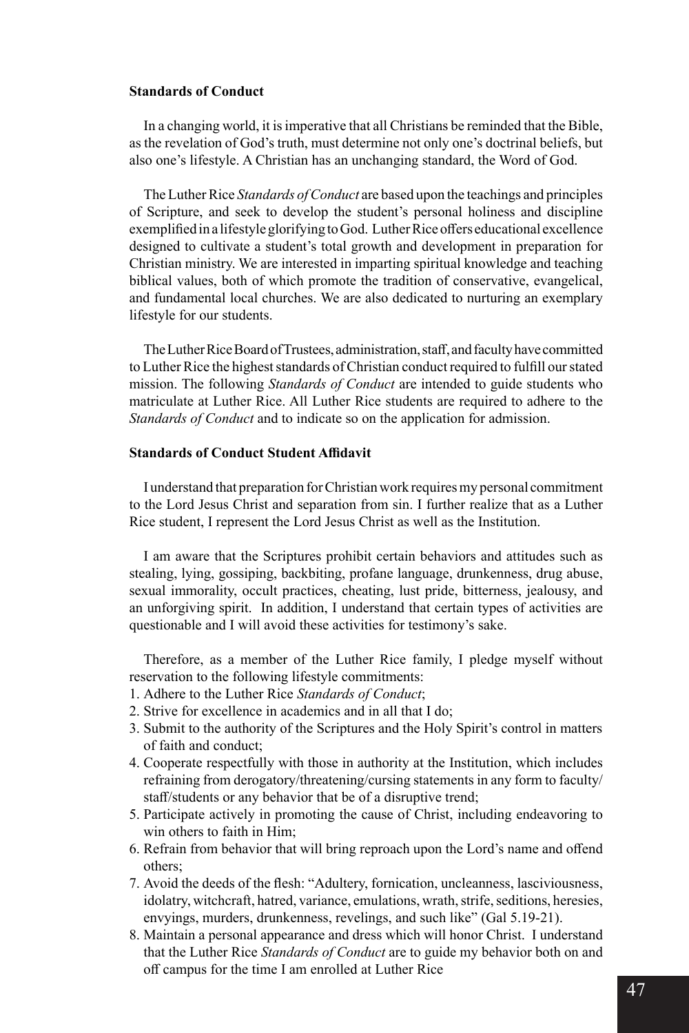**Standards of Conduct**

In a changing world, it is imperative that all Christians be reminded that the Bible, as the revelation of God's truth, must determine not only one's doctrinal beliefs, but also one's lifestyle. A Christian has an unchanging standard, the Word of God.

The Luther Rice *Standards of Conduct* are based upon the teachings and principles of Scripture, and seek to develop the student's personal holiness and discipline exemplified in a lifestyle glorifying to God. Luther Rice offers educational excellence designed to cultivate a student's total growth and development in preparation for Christian ministry. We are interested in imparting spiritual knowledge and teaching biblical values, both of which promote the tradition of conservative, evangelical, and fundamental local churches. We are also dedicated to nurturing an exemplary lifestyle for our students.

The Luther Rice Board of Trustees, administration, staff, and faculty have committed to Luther Rice the highest standards of Christian conduct required to fulfill our stated mission. The following *Standards of Conduct* are intended to guide students who matriculate at Luther Rice. All Luther Rice students are required to adhere to the *Standards of Conduct* and to indicate so on the application for admission.

**Standards of Conduct Student Affidavit**

I understand that preparation for Christian work requires my personal commitment to the Lord Jesus Christ and separation from sin. I further realize that as a Luther Rice student, I represent the Lord Jesus Christ as well as the Institution.

I am aware that the Scriptures prohibit certain behaviors and attitudes such as stealing, lying, gossiping, backbiting, profane language, drunkenness, drug abuse, sexual immorality, occult practices, cheating, lust pride, bitterness, jealousy, and an unforgiving spirit. In addition, I understand that certain types of activities are questionable and I will avoid these activities for testimony's sake.

Therefore, as a member of the Luther Rice family, I pledge myself without reservation to the following lifestyle commitments:

1. Adhere to the Luther Rice *Standards of Conduct*;
2. Strive for excellence in academics and in all that I do;
3. Submit to the authority of the Scriptures and the Holy Spirit's control in matters of faith and conduct;
4. Cooperate respectfully with those in authority at the Institution, which includes refraining from derogatory/threatening/cursing statements in any form to faculty/staff/students or any behavior that be of a disruptive trend;
5. Participate actively in promoting the cause of Christ, including endeavoring to win others to faith in Him;
6. Refrain from behavior that will bring reproach upon the Lord's name and offend others;
7. Avoid the deeds of the flesh: "Adultery, fornication, uncleanness, lasciviousness, idolatry, witchcraft, hatred, variance, emulations, wrath, strife, seditions, heresies, envyings, murders, drunkenness, revelings, and such like" (Gal 5.19-21).
8. Maintain a personal appearance and dress which will honor Christ. I understand that the Luther Rice *Standards of Conduct* are to guide my behavior both on and off campus for the time I am enrolled at Luther Rice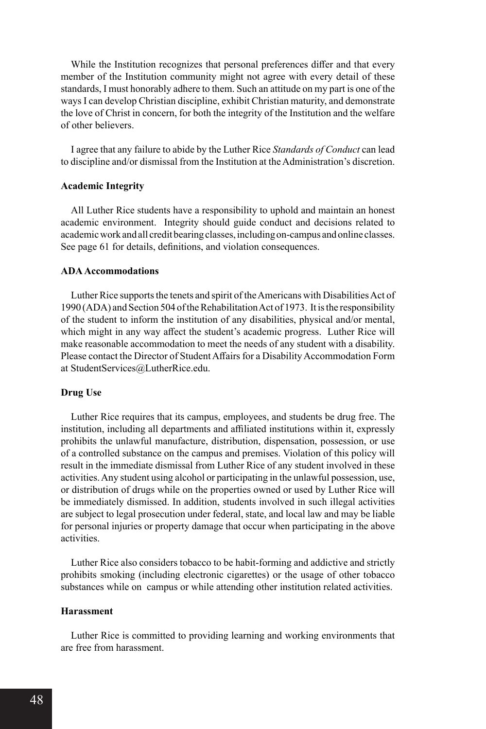While the Institution recognizes that personal preferences differ and that every member of the Institution community might not agree with every detail of these standards, I must honorably adhere to them. Such an attitude on my part is one of the ways I can develop Christian discipline, exhibit Christian maturity, and demonstrate the love of Christ in concern, for both the integrity of the Institution and the welfare of other believers.

I agree that any failure to abide by the Luther Rice *Standards of Conduct* can lead to discipline and/or dismissal from the Institution at the Administration's discretion.

**Academic Integrity**

All Luther Rice students have a responsibility to uphold and maintain an honest academic environment. Integrity should guide conduct and decisions related to academic work and all credit bearing classes, including on-campus and online classes. See page 61 for details, definitions, and violation consequences.

**ADA Accommodations**

Luther Rice supports the tenets and spirit of the Americans with Disabilities Act of 1990 (ADA) and Section 504 of the Rehabilitation Act of 1973. It is the responsibility of the student to inform the institution of any disabilities, physical and/or mental, which might in any way affect the student's academic progress. Luther Rice will make reasonable accommodation to meet the needs of any student with a disability. Please contact the Director of Student Affairs for a Disability Accommodation Form at StudentServices@LutherRice.edu.

**Drug Use**

Luther Rice requires that its campus, employees, and students be drug free. The institution, including all departments and affiliated institutions within it, expressly prohibits the unlawful manufacture, distribution, dispensation, possession, or use of a controlled substance on the campus and premises. Violation of this policy will result in the immediate dismissal from Luther Rice of any student involved in these activities. Any student using alcohol or participating in the unlawful possession, use, or distribution of drugs while on the properties owned or used by Luther Rice will be immediately dismissed. In addition, students involved in such illegal activities are subject to legal prosecution under federal, state, and local law and may be liable for personal injuries or property damage that occur when participating in the above activities.

Luther Rice also considers tobacco to be habit-forming and addictive and strictly prohibits smoking (including electronic cigarettes) or the usage of other tobacco substances while on campus or while attending other institution related activities.

**Harassment**

Luther Rice is committed to providing learning and working environments that are free from harassment.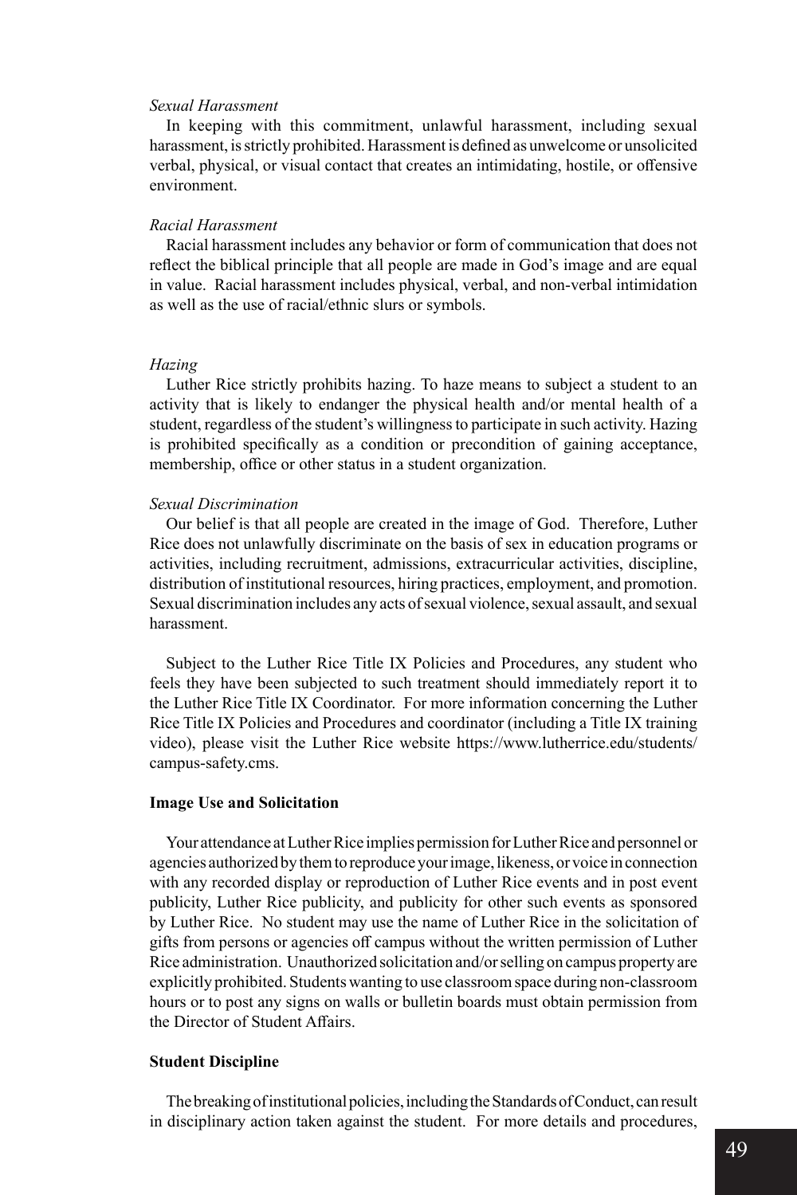*Sexual Harassment*

In keeping with this commitment, unlawful harassment, including sexual harassment, is strictly prohibited. Harassment is defined as unwelcome or unsolicited verbal, physical, or visual contact that creates an intimidating, hostile, or offensive environment.

*Racial Harassment*

Racial harassment includes any behavior or form of communication that does not reflect the biblical principle that all people are made in God's image and are equal in value. Racial harassment includes physical, verbal, and non-verbal intimidation as well as the use of racial/ethnic slurs or symbols.

*Hazing*

Luther Rice strictly prohibits hazing. To haze means to subject a student to an activity that is likely to endanger the physical health and/or mental health of a student, regardless of the student's willingness to participate in such activity. Hazing is prohibited specifically as a condition or precondition of gaining acceptance, membership, office or other status in a student organization.

*Sexual Discrimination*

Our belief is that all people are created in the image of God. Therefore, Luther Rice does not unlawfully discriminate on the basis of sex in education programs or activities, including recruitment, admissions, extracurricular activities, discipline, distribution of institutional resources, hiring practices, employment, and promotion. Sexual discrimination includes any acts of sexual violence, sexual assault, and sexual harassment.

Subject to the Luther Rice Title IX Policies and Procedures, any student who feels they have been subjected to such treatment should immediately report it to the Luther Rice Title IX Coordinator. For more information concerning the Luther Rice Title IX Policies and Procedures and coordinator (including a Title IX training video), please visit the Luther Rice website https://www.lutherrice.edu/students/campus-safety.cms.

**Image Use and Solicitation**

Your attendance at Luther Rice implies permission for Luther Rice and personnel or agencies authorized by them to reproduce your image, likeness, or voice in connection with any recorded display or reproduction of Luther Rice events and in post event publicity, Luther Rice publicity, and publicity for other such events as sponsored by Luther Rice. No student may use the name of Luther Rice in the solicitation of gifts from persons or agencies off campus without the written permission of Luther Rice administration. Unauthorized solicitation and/or selling on campus property are explicitly prohibited. Students wanting to use classroom space during non-classroom hours or to post any signs on walls or bulletin boards must obtain permission from the Director of Student Affairs.

**Student Discipline**

The breaking of institutional policies, including the Standards of Conduct, can result in disciplinary action taken against the student. For more details and procedures,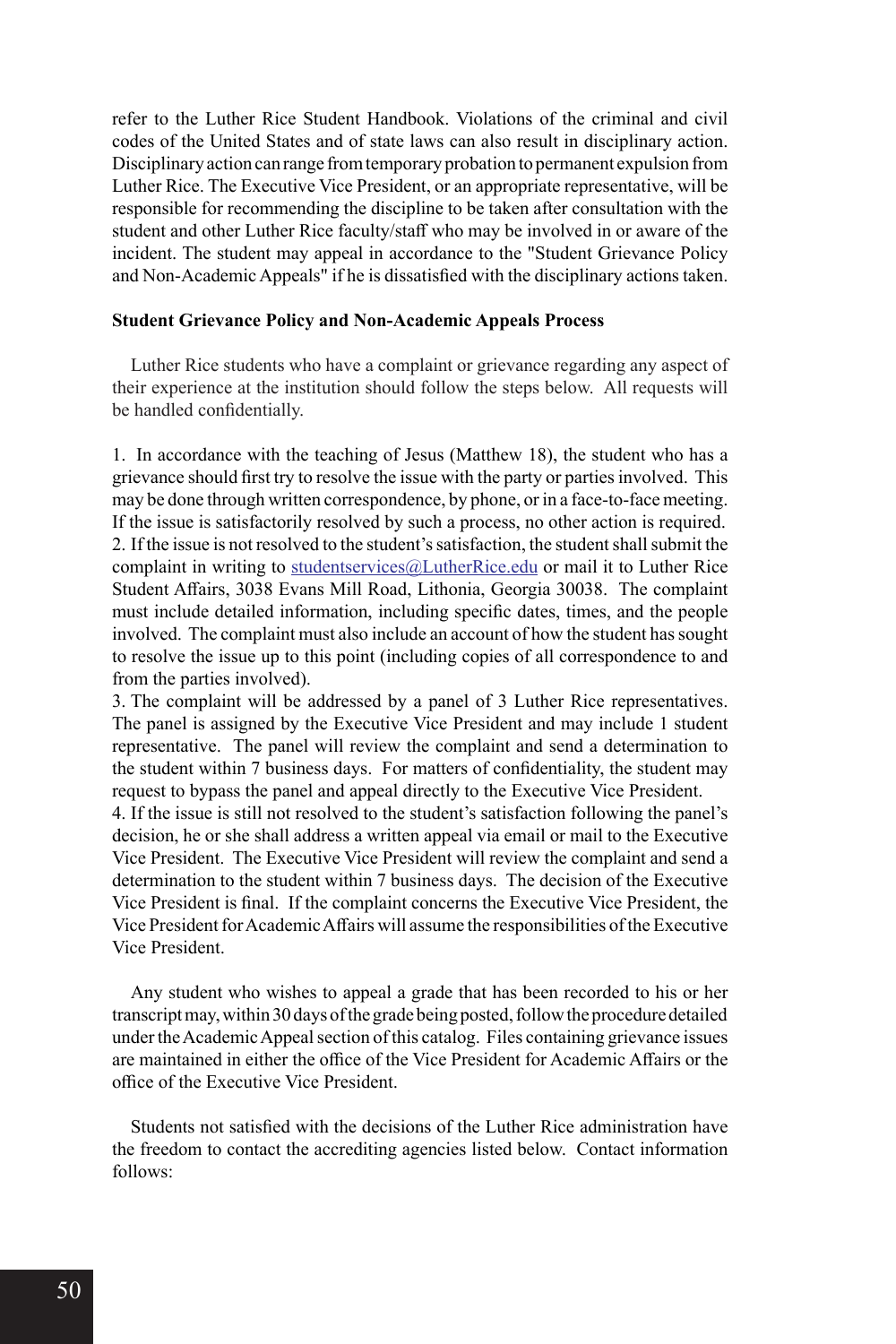refer to the Luther Rice Student Handbook. Violations of the criminal and civil codes of the United States and of state laws can also result in disciplinary action. Disciplinary action can range from temporary probation to permanent expulsion from Luther Rice. The Executive Vice President, or an appropriate representative, will be responsible for recommending the discipline to be taken after consultation with the student and other Luther Rice faculty/staff who may be involved in or aware of the incident. The student may appeal in accordance to the "Student Grievance Policy and Non-Academic Appeals" if he is dissatisfied with the disciplinary actions taken.

**Student Grievance Policy and Non-Academic Appeals Process**

Luther Rice students who have a complaint or grievance regarding any aspect of their experience at the institution should follow the steps below. All requests will be handled confidentially.

1. In accordance with the teaching of Jesus (Matthew 18), the student who has a grievance should first try to resolve the issue with the party or parties involved. This may be done through written correspondence, by phone, or in a face-to-face meeting. If the issue is satisfactorily resolved by such a process, no other action is required.
2. If the issue is not resolved to the student's satisfaction, the student shall submit the complaint in writing to studentservices@LutherRice.edu or mail it to Luther Rice Student Affairs, 3038 Evans Mill Road, Lithonia, Georgia 30038. The complaint must include detailed information, including specific dates, times, and the people involved. The complaint must also include an account of how the student has sought to resolve the issue up to this point (including copies of all correspondence to and from the parties involved).
3. The complaint will be addressed by a panel of 3 Luther Rice representatives. The panel is assigned by the Executive Vice President and may include 1 student representative. The panel will review the complaint and send a determination to the student within 7 business days. For matters of confidentiality, the student may request to bypass the panel and appeal directly to the Executive Vice President.
4. If the issue is still not resolved to the student's satisfaction following the panel's decision, he or she shall address a written appeal via email or mail to the Executive Vice President. The Executive Vice President will review the complaint and send a determination to the student within 7 business days. The decision of the Executive Vice President is final. If the complaint concerns the Executive Vice President, the Vice President for Academic Affairs will assume the responsibilities of the Executive Vice President.

Any student who wishes to appeal a grade that has been recorded to his or her transcript may, within 30 days of the grade being posted, follow the procedure detailed under the Academic Appeal section of this catalog. Files containing grievance issues are maintained in either the office of the Vice President for Academic Affairs or the office of the Executive Vice President.

Students not satisfied with the decisions of the Luther Rice administration have the freedom to contact the accrediting agencies listed below. Contact information follows: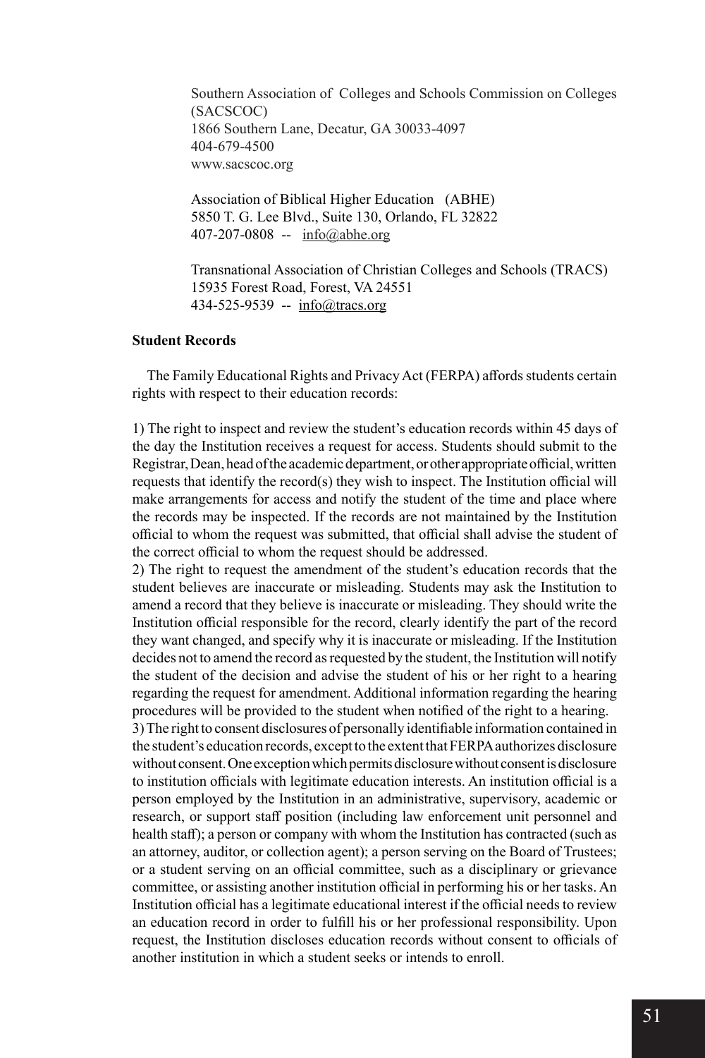Southern Association of Colleges and Schools Commission on Colleges (SACSCOC)
1866 Southern Lane, Decatur, GA 30033-4097
404-679-4500
www.sacscoc.org

Association of Biblical Higher Education (ABHE)
5850 T. G. Lee Blvd., Suite 130, Orlando, FL 32822
407-207-0808 -- info@abhe.org

Transnational Association of Christian Colleges and Schools (TRACS)
15935 Forest Road, Forest, VA 24551
434-525-9539 -- info@tracs.org

**Student Records**

The Family Educational Rights and Privacy Act (FERPA) affords students certain rights with respect to their education records:

1) The right to inspect and review the student's education records within 45 days of the day the Institution receives a request for access. Students should submit to the Registrar, Dean, head of the academic department, or other appropriate official, written requests that identify the record(s) they wish to inspect. The Institution official will make arrangements for access and notify the student of the time and place where the records may be inspected. If the records are not maintained by the Institution official to whom the request was submitted, that official shall advise the student of the correct official to whom the request should be addressed.

2) The right to request the amendment of the student's education records that the student believes are inaccurate or misleading. Students may ask the Institution to amend a record that they believe is inaccurate or misleading. They should write the Institution official responsible for the record, clearly identify the part of the record they want changed, and specify why it is inaccurate or misleading. If the Institution decides not to amend the record as requested by the student, the Institution will notify the student of the decision and advise the student of his or her right to a hearing regarding the request for amendment. Additional information regarding the hearing procedures will be provided to the student when notified of the right to a hearing.

3) The right to consent disclosures of personally identifiable information contained in the student's education records, except to the extent that FERPA authorizes disclosure without consent. One exception which permits disclosure without consent is disclosure to institution officials with legitimate education interests. An institution official is a person employed by the Institution in an administrative, supervisory, academic or research, or support staff position (including law enforcement unit personnel and health staff); a person or company with whom the Institution has contracted (such as an attorney, auditor, or collection agent); a person serving on the Board of Trustees; or a student serving on an official committee, such as a disciplinary or grievance committee, or assisting another institution official in performing his or her tasks. An Institution official has a legitimate educational interest if the official needs to review an education record in order to fulfill his or her professional responsibility. Upon request, the Institution discloses education records without consent to officials of another institution in which a student seeks or intends to enroll.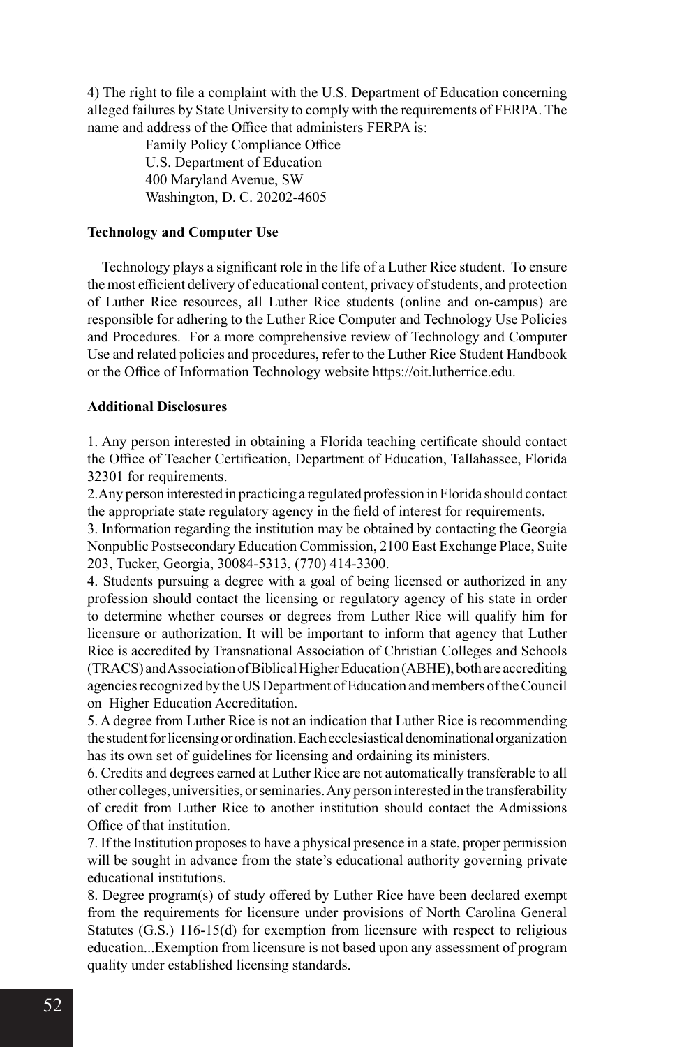4) The right to file a complaint with the U.S. Department of Education concerning alleged failures by State University to comply with the requirements of FERPA. The name and address of the Office that administers FERPA is:

Family Policy Compliance Office  
U.S. Department of Education  
400 Maryland Avenue, SW  
Washington, D. C. 20202-4605

**Technology and Computer Use**

Technology plays a significant role in the life of a Luther Rice student. To ensure the most efficient delivery of educational content, privacy of students, and protection of Luther Rice resources, all Luther Rice students (online and on-campus) are responsible for adhering to the Luther Rice Computer and Technology Use Policies and Procedures. For a more comprehensive review of Technology and Computer Use and related policies and procedures, refer to the Luther Rice Student Handbook or the Office of Information Technology website https://oit.lutherrice.edu.

**Additional Disclosures**

1. Any person interested in obtaining a Florida teaching certificate should contact the Office of Teacher Certification, Department of Education, Tallahassee, Florida 32301 for requirements.
2. Any person interested in practicing a regulated profession in Florida should contact the appropriate state regulatory agency in the field of interest for requirements.
3. Information regarding the institution may be obtained by contacting the Georgia Nonpublic Postsecondary Education Commission, 2100 East Exchange Place, Suite 203, Tucker, Georgia, 30084-5313, (770) 414-3300.
4. Students pursuing a degree with a goal of being licensed or authorized in any profession should contact the licensing or regulatory agency of his state in order to determine whether courses or degrees from Luther Rice will qualify him for licensure or authorization. It will be important to inform that agency that Luther Rice is accredited by Transnational Association of Christian Colleges and Schools (TRACS) and Association of Biblical Higher Education (ABHE), both are accrediting agencies recognized by the US Department of Education and members of the Council on Higher Education Accreditation.
5. A degree from Luther Rice is not an indication that Luther Rice is recommending the student for licensing or ordination. Each ecclesiastical denominational organization has its own set of guidelines for licensing and ordaining its ministers.
6. Credits and degrees earned at Luther Rice are not automatically transferable to all other colleges, universities, or seminaries. Any person interested in the transferability of credit from Luther Rice to another institution should contact the Admissions Office of that institution.
7. If the Institution proposes to have a physical presence in a state, proper permission will be sought in advance from the state's educational authority governing private educational institutions.
8. Degree program(s) of study offered by Luther Rice have been declared exempt from the requirements for licensure under provisions of North Carolina General Statutes (G.S.) 116-15(d) for exemption from licensure with respect to religious education...Exemption from licensure is not based upon any assessment of program quality under established licensing standards.